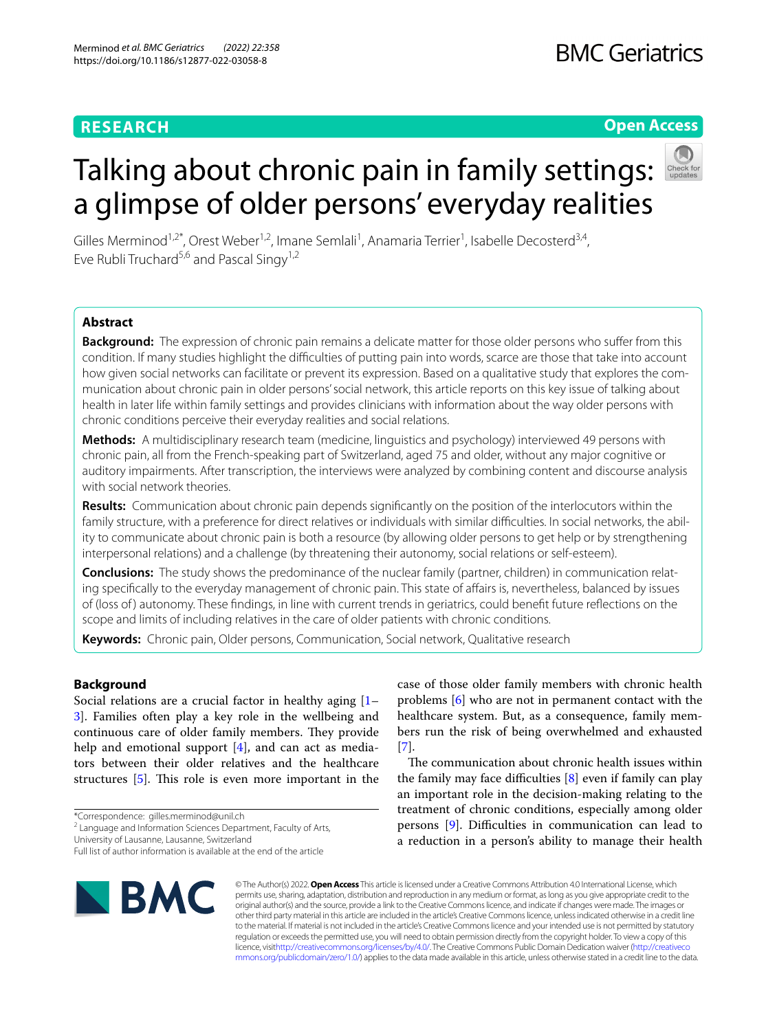**RESEARCH** **Open Access**

# Talking about chronic pain in family settings: a glimpse of older persons' everyday realities

Gilles Merminod[1,2*], Orest Weber[1,2], Imane Semlali[1], Anamaria Terrier[1], Isabelle Decosterd[3,4], Eve Rubli Truchard[5,6] and Pascal Singy[1,2]

## Abstract

**Background:** The expression of chronic pain remains a delicate matter for those older persons who suffer from this condition. If many studies highlight the difficulties of putting pain into words, scarce are those that take into account how given social networks can facilitate or prevent its expression. Based on a qualitative study that explores the communication about chronic pain in older persons' social network, this article reports on this key issue of talking about health in later life within family settings and provides clinicians with information about the way older persons with chronic conditions perceive their everyday realities and social relations.

**Methods:** A multidisciplinary research team (medicine, linguistics and psychology) interviewed 49 persons with chronic pain, all from the French-speaking part of Switzerland, aged 75 and older, without any major cognitive or auditory impairments. After transcription, the interviews were analyzed by combining content and discourse analysis with social network theories.

**Results:** Communication about chronic pain depends significantly on the position of the interlocutors within the family structure, with a preference for direct relatives or individuals with similar difficulties. In social networks, the ability to communicate about chronic pain is both a resource (by allowing older persons to get help or by strengthening interpersonal relations) and a challenge (by threatening their autonomy, social relations or self-esteem).

**Conclusions:** The study shows the predominance of the nuclear family (partner, children) in communication relating specifically to the everyday management of chronic pain. This state of affairs is, nevertheless, balanced by issues of (loss of) autonomy. These findings, in line with current trends in geriatrics, could benefit future reflections on the scope and limits of including relatives in the care of older patients with chronic conditions.

**Keywords:** Chronic pain, Older persons, Communication, Social network, Qualitative research

## Background

Social relations are a crucial factor in healthy aging [1–3]. Families often play a key role in the wellbeing and continuous care of older family members. They provide help and emotional support [4], and can act as mediators between their older relatives and the healthcare structures [5]. This role is even more important in the case of those older family members with chronic health problems [6] who are not in permanent contact with the healthcare system. But, as a consequence, family members run the risk of being overwhelmed and exhausted [7].

The communication about chronic health issues within the family may face difficulties [8] even if family can play an important role in the decision-making relating to the treatment of chronic conditions, especially among older persons [9]. Difficulties in communication can lead to a reduction in a person's ability to manage their health

*Correspondence: gilles.merminod@unil.ch

[2] Language and Information Sciences Department, Faculty of Arts, University of Lausanne, Lausanne, Switzerland

Full list of author information is available at the end of the article

© The Author(s) 2022. **Open Access** This article is licensed under a Creative Commons Attribution 4.0 International License, which permits use, sharing, adaptation, distribution and reproduction in any medium or format, as long as you give appropriate credit to the original author(s) and the source, provide a link to the Creative Commons licence, and indicate if changes were made. The images or other third party material in this article are included in the article's Creative Commons licence, unless indicated otherwise in a credit line to the material. If material is not included in the article's Creative Commons licence and your intended use is not permitted by statutory regulation or exceeds the permitted use, you will need to obtain permission directly from the copyright holder. To view a copy of this licence, visit http://creativecommons.org/licenses/by/4.0/. The Creative Commons Public Domain Dedication waiver (http://creativecommons.org/publicdomain/zero/1.0/) applies to the data made available in this article, unless otherwise stated in a credit line to the data.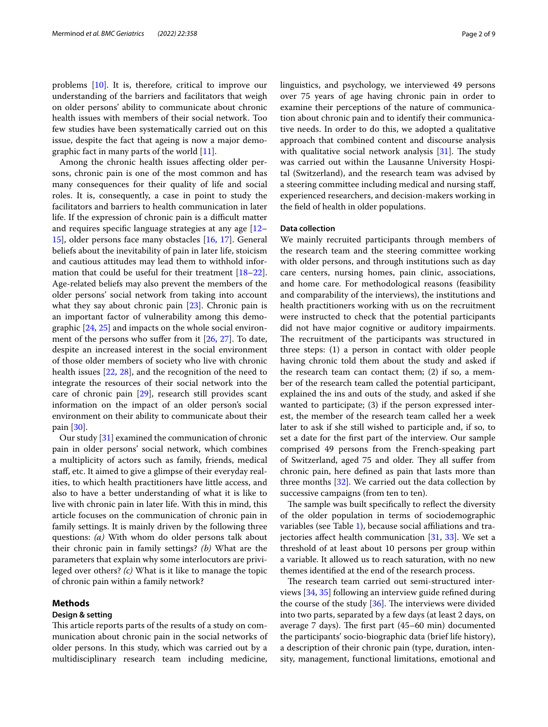problems [10]. It is, therefore, critical to improve our understanding of the barriers and facilitators that weigh on older persons' ability to communicate about chronic health issues with members of their social network. Too few studies have been systematically carried out on this issue, despite the fact that ageing is now a major demographic fact in many parts of the world [11].

Among the chronic health issues affecting older persons, chronic pain is one of the most common and has many consequences for their quality of life and social roles. It is, consequently, a case in point to study the facilitators and barriers to health communication in later life. If the expression of chronic pain is a difficult matter and requires specific language strategies at any age [12–15], older persons face many obstacles [16, 17]. General beliefs about the inevitability of pain in later life, stoicism and cautious attitudes may lead them to withhold information that could be useful for their treatment [18–22]. Age-related beliefs may also prevent the members of the older persons' social network from taking into account what they say about chronic pain [23]. Chronic pain is an important factor of vulnerability among this demographic [24, 25] and impacts on the whole social environment of the persons who suffer from it [26, 27]. To date, despite an increased interest in the social environment of those older members of society who live with chronic health issues [22, 28], and the recognition of the need to integrate the resources of their social network into the care of chronic pain [29], research still provides scant information on the impact of an older person's social environment on their ability to communicate about their pain [30].

Our study [31] examined the communication of chronic pain in older persons' social network, which combines a multiplicity of actors such as family, friends, medical staff, etc. It aimed to give a glimpse of their everyday realities, to which health practitioners have little access, and also to have a better understanding of what it is like to live with chronic pain in later life. With this in mind, this article focuses on the communication of chronic pain in family settings. It is mainly driven by the following three questions: *(a)* With whom do older persons talk about their chronic pain in family settings? *(b)* What are the parameters that explain why some interlocutors are privileged over others? *(c)* What is it like to manage the topic of chronic pain within a family network?

## Methods

### Design & setting

This article reports parts of the results of a study on communication about chronic pain in the social networks of older persons. In this study, which was carried out by a multidisciplinary research team including medicine, linguistics, and psychology, we interviewed 49 persons over 75 years of age having chronic pain in order to examine their perceptions of the nature of communication about chronic pain and to identify their communicative needs. In order to do this, we adopted a qualitative approach that combined content and discourse analysis with qualitative social network analysis [31]. The study was carried out within the Lausanne University Hospital (Switzerland), and the research team was advised by a steering committee including medical and nursing staff, experienced researchers, and decision-makers working in the field of health in older populations.

### Data collection

We mainly recruited participants through members of the research team and the steering committee working with older persons, and through institutions such as day care centers, nursing homes, pain clinic, associations, and home care. For methodological reasons (feasibility and comparability of the interviews), the institutions and health practitioners working with us on the recruitment were instructed to check that the potential participants did not have major cognitive or auditory impairments. The recruitment of the participants was structured in three steps: (1) a person in contact with older people having chronic told them about the study and asked if the research team can contact them; (2) if so, a member of the research team called the potential participant, explained the ins and outs of the study, and asked if she wanted to participate; (3) if the person expressed interest, the member of the research team called her a week later to ask if she still wished to participle and, if so, to set a date for the first part of the interview. Our sample comprised 49 persons from the French-speaking part of Switzerland, aged 75 and older. They all suffer from chronic pain, here defined as pain that lasts more than three months [32]. We carried out the data collection by successive campaigns (from ten to ten).

The sample was built specifically to reflect the diversity of the older population in terms of sociodemographic variables (see Table 1), because social affiliations and trajectories affect health communication [31, 33]. We set a threshold of at least about 10 persons per group within a variable. It allowed us to reach saturation, with no new themes identified at the end of the research process.

The research team carried out semi-structured interviews [34, 35] following an interview guide refined during the course of the study [36]. The interviews were divided into two parts, separated by a few days (at least 2 days, on average 7 days). The first part (45–60 min) documented the participants' socio-biographic data (brief life history), a description of their chronic pain (type, duration, intensity, management, functional limitations, emotional and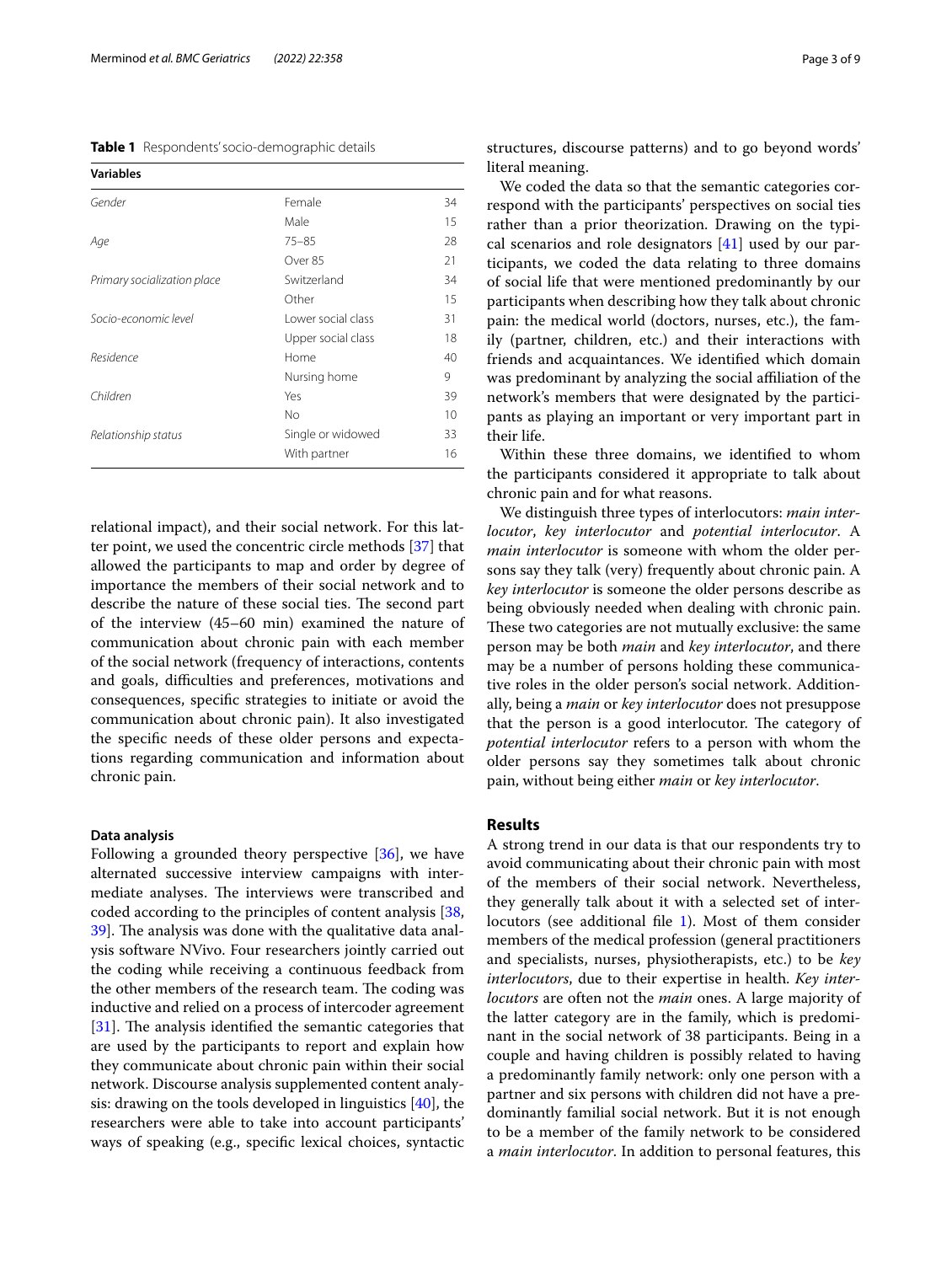**Table 1** Respondents' socio-demographic details

| Variables | | |
|---|---|---|
| *Gender* | Female | 34 |
| | Male | 15 |
| *Age* | 75–85 | 28 |
| | Over 85 | 21 |
| *Primary socialization place* | Switzerland | 34 |
| | Other | 15 |
| *Socio-economic level* | Lower social class | 31 |
| | Upper social class | 18 |
| *Residence* | Home | 40 |
| | Nursing home | 9 |
| *Children* | Yes | 39 |
| | No | 10 |
| *Relationship status* | Single or widowed | 33 |
| | With partner | 16 |

relational impact), and their social network. For this latter point, we used the concentric circle methods [37] that allowed the participants to map and order by degree of importance the members of their social network and to describe the nature of these social ties. The second part of the interview (45–60 min) examined the nature of communication about chronic pain with each member of the social network (frequency of interactions, contents and goals, difficulties and preferences, motivations and consequences, specific strategies to initiate or avoid the communication about chronic pain). It also investigated the specific needs of these older persons and expectations regarding communication and information about chronic pain.

#### Data analysis

Following a grounded theory perspective [36], we have alternated successive interview campaigns with intermediate analyses. The interviews were transcribed and coded according to the principles of content analysis [38, 39]. The analysis was done with the qualitative data analysis software NVivo. Four researchers jointly carried out the coding while receiving a continuous feedback from the other members of the research team. The coding was inductive and relied on a process of intercoder agreement [31]. The analysis identified the semantic categories that are used by the participants to report and explain how they communicate about chronic pain within their social network. Discourse analysis supplemented content analysis: drawing on the tools developed in linguistics [40], the researchers were able to take into account participants' ways of speaking (e.g., specific lexical choices, syntactic structures, discourse patterns) and to go beyond words' literal meaning.

We coded the data so that the semantic categories correspond with the participants' perspectives on social ties rather than a prior theorization. Drawing on the typical scenarios and role designators [41] used by our participants, we coded the data relating to three domains of social life that were mentioned predominantly by our participants when describing how they talk about chronic pain: the medical world (doctors, nurses, etc.), the family (partner, children, etc.) and their interactions with friends and acquaintances. We identified which domain was predominant by analyzing the social affiliation of the network's members that were designated by the participants as playing an important or very important part in their life.

Within these three domains, we identified to whom the participants considered it appropriate to talk about chronic pain and for what reasons.

We distinguish three types of interlocutors: *main interlocutor*, *key interlocutor* and *potential interlocutor*. A *main interlocutor* is someone with whom the older persons say they talk (very) frequently about chronic pain. A *key interlocutor* is someone the older persons describe as being obviously needed when dealing with chronic pain. These two categories are not mutually exclusive: the same person may be both *main* and *key interlocutor*, and there may be a number of persons holding these communicative roles in the older person's social network. Additionally, being a *main* or *key interlocutor* does not presuppose that the person is a good interlocutor. The category of *potential interlocutor* refers to a person with whom the older persons say they sometimes talk about chronic pain, without being either *main* or *key interlocutor*.

## Results

A strong trend in our data is that our respondents try to avoid communicating about their chronic pain with most of the members of their social network. Nevertheless, they generally talk about it with a selected set of interlocutors (see additional file 1). Most of them consider members of the medical profession (general practitioners and specialists, nurses, physiotherapists, etc.) to be *key interlocutors*, due to their expertise in health. *Key interlocutors* are often not the *main* ones. A large majority of the latter category are in the family, which is predominant in the social network of 38 participants. Being in a couple and having children is possibly related to having a predominantly family network: only one person with a partner and six persons with children did not have a predominantly familial social network. But it is not enough to be a member of the family network to be considered a *main interlocutor*. In addition to personal features, this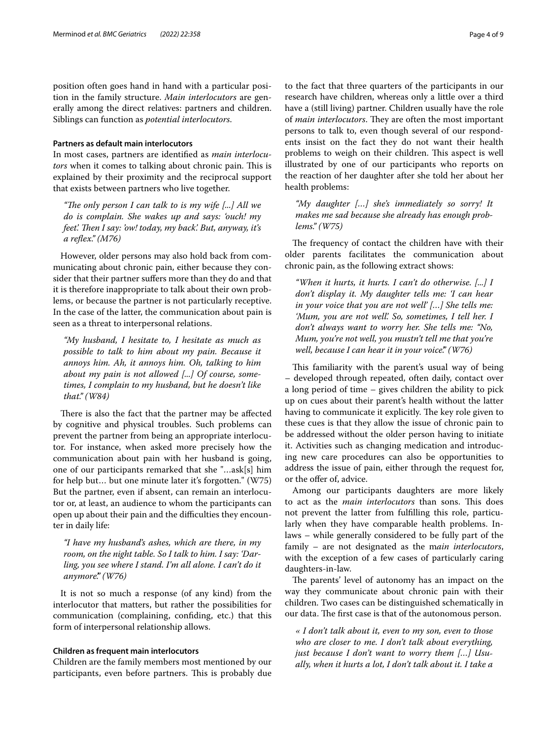position often goes hand in hand with a particular position in the family structure. *Main interlocutors* are generally among the direct relatives: partners and children. Siblings can function as *potential interlocutors.*

### Partners as default main interlocutors

In most cases, partners are identified as *main interlocutors* when it comes to talking about chronic pain. This is explained by their proximity and the reciprocal support that exists between partners who live together.

> *"The only person I can talk to is my wife [...] All we do is complain. She wakes up and says: 'ouch! my feet.' Then I say: 'ow! today, my back.' But, anyway, it's a reflex." (M76)*

However, older persons may also hold back from communicating about chronic pain, either because they consider that their partner suffers more than they do and that it is therefore inappropriate to talk about their own problems, or because the partner is not particularly receptive. In the case of the latter, the communication about pain is seen as a threat to interpersonal relations.

> *"My husband, I hesitate to, I hesitate as much as possible to talk to him about my pain. Because it annoys him. Ah, it annoys him. Oh, talking to him about my pain is not allowed [...] Of course, sometimes, I complain to my husband, but he doesn't like that." (W84)*

There is also the fact that the partner may be affected by cognitive and physical troubles. Such problems can prevent the partner from being an appropriate interlocutor. For instance, when asked more precisely how the communication about pain with her husband is going, one of our participants remarked that she "…ask[s] him for help but… but one minute later it's forgotten." (W75) But the partner, even if absent, can remain an interlocutor or, at least, an audience to whom the participants can open up about their pain and the difficulties they encounter in daily life:

> *"I have my husband's ashes, which are there, in my room, on the night table. So I talk to him. I say: 'Darling, you see where I stand. I'm all alone. I can't do it anymore." (W76)*

It is not so much a response (of any kind) from the interlocutor that matters, but rather the possibilities for communication (complaining, confiding, etc.) that this form of interpersonal relationship allows.

### Children as frequent main interlocutors

Children are the family members most mentioned by our participants, even before partners. This is probably due to the fact that three quarters of the participants in our research have children, whereas only a little over a third have a (still living) partner. Children usually have the role of *main interlocutors*. They are often the most important persons to talk to, even though several of our respondents insist on the fact they do not want their health problems to weigh on their children. This aspect is well illustrated by one of our participants who reports on the reaction of her daughter after she told her about her health problems:

> *"My daughter […] she's immediately so sorry! It makes me sad because she already has enough problems." (W75)*

The frequency of contact the children have with their older parents facilitates the communication about chronic pain, as the following extract shows:

> *"When it hurts, it hurts. I can't do otherwise. [...] I don't display it. My daughter tells me: 'I can hear in your voice that you are not well' […] She tells me: 'Mum, you are not well.' So, sometimes, I tell her. I don't always want to worry her. She tells me: "No, Mum, you're not well, you mustn't tell me that you're well, because I can hear it in your voice." (W76)*

This familiarity with the parent's usual way of being – developed through repeated, often daily, contact over a long period of time – gives children the ability to pick up on cues about their parent's health without the latter having to communicate it explicitly. The key role given to these cues is that they allow the issue of chronic pain to be addressed without the older person having to initiate it. Activities such as changing medication and introducing new care procedures can also be opportunities to address the issue of pain, either through the request for, or the offer of, advice.

Among our participants daughters are more likely to act as the *main interlocutors* than sons. This does not prevent the latter from fulfilling this role, particularly when they have comparable health problems. In-laws – while generally considered to be fully part of the family – are not designated as the m*ain interlocutors*, with the exception of a few cases of particularly caring daughters-in-law.

The parents' level of autonomy has an impact on the way they communicate about chronic pain with their children. Two cases can be distinguished schematically in our data. The first case is that of the autonomous person.

> *« I don't talk about it, even to my son, even to those who are closer to me. I don't talk about everything, just because I don't want to worry them […] Usually, when it hurts a lot, I don't talk about it. I take a*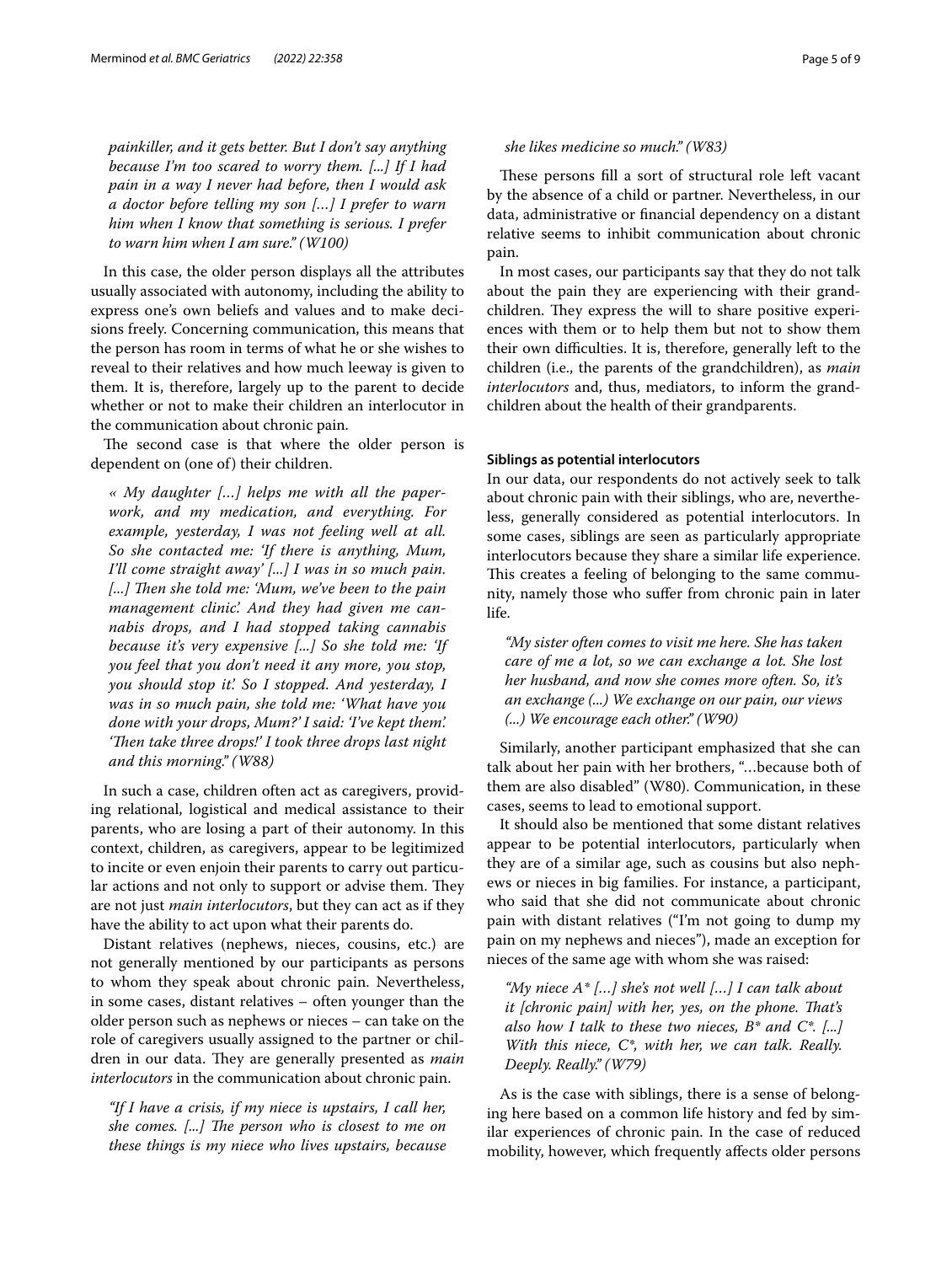*painkiller, and it gets better. But I don't say anything because I'm too scared to worry them. [...] If I had pain in a way I never had before, then I would ask a doctor before telling my son […] I prefer to warn him when I know that something is serious. I prefer to warn him when I am sure." (W100)*

In this case, the older person displays all the attributes usually associated with autonomy, including the ability to express one's own beliefs and values and to make decisions freely. Concerning communication, this means that the person has room in terms of what he or she wishes to reveal to their relatives and how much leeway is given to them. It is, therefore, largely up to the parent to decide whether or not to make their children an interlocutor in the communication about chronic pain.

The second case is that where the older person is dependent on (one of) their children.

> *« My daughter […] helps me with all the paperwork, and my medication, and everything. For example, yesterday, I was not feeling well at all. So she contacted me: 'If there is anything, Mum, I'll come straight away' [...] I was in so much pain. [...] Then she told me: 'Mum, we've been to the pain management clinic'. And they had given me cannabis drops, and I had stopped taking cannabis because it's very expensive [...] So she told me: 'If you feel that you don't need it any more, you stop, you should stop it'. So I stopped. And yesterday, I was in so much pain, she told me: 'What have you done with your drops, Mum?' I said: 'I've kept them'. 'Then take three drops!' I took three drops last night and this morning." (W88)*

In such a case, children often act as caregivers, providing relational, logistical and medical assistance to their parents, who are losing a part of their autonomy. In this context, children, as caregivers, appear to be legitimized to incite or even enjoin their parents to carry out particular actions and not only to support or advise them. They are not just *main interlocutors*, but they can act as if they have the ability to act upon what their parents do.

Distant relatives (nephews, nieces, cousins, etc.) are not generally mentioned by our participants as persons to whom they speak about chronic pain. Nevertheless, in some cases, distant relatives – often younger than the older person such as nephews or nieces – can take on the role of caregivers usually assigned to the partner or children in our data. They are generally presented as *main interlocutors* in the communication about chronic pain.

> *"If I have a crisis, if my niece is upstairs, I call her, she comes. [...] The person who is closest to me on these things is my niece who lives upstairs, because she likes medicine so much." (W83)*

These persons fill a sort of structural role left vacant by the absence of a child or partner. Nevertheless, in our data, administrative or financial dependency on a distant relative seems to inhibit communication about chronic pain.

In most cases, our participants say that they do not talk about the pain they are experiencing with their grandchildren. They express the will to share positive experiences with them or to help them but not to show them their own difficulties. It is, therefore, generally left to the children (i.e., the parents of the grandchildren), as *main interlocutors* and, thus, mediators, to inform the grandchildren about the health of their grandparents.

#### Siblings as potential interlocutors

In our data, our respondents do not actively seek to talk about chronic pain with their siblings, who are, nevertheless, generally considered as potential interlocutors. In some cases, siblings are seen as particularly appropriate interlocutors because they share a similar life experience. This creates a feeling of belonging to the same community, namely those who suffer from chronic pain in later life.

> *"My sister often comes to visit me here. She has taken care of me a lot, so we can exchange a lot. She lost her husband, and now she comes more often. So, it's an exchange (...) We exchange on our pain, our views (...) We encourage each other." (W90)*

Similarly, another participant emphasized that she can talk about her pain with her brothers, "…because both of them are also disabled" (W80). Communication, in these cases, seems to lead to emotional support.

It should also be mentioned that some distant relatives appear to be potential interlocutors, particularly when they are of a similar age, such as cousins but also nephews or nieces in big families. For instance, a participant, who said that she did not communicate about chronic pain with distant relatives ("I'm not going to dump my pain on my nephews and nieces"), made an exception for nieces of the same age with whom she was raised:

> *"My niece A* […] she's not well […] I can talk about it [chronic pain] with her, yes, on the phone. That's also how I talk to these two nieces, B* and C*. [...] With this niece, C*, with her, we can talk. Really. Deeply. Really." (W79)*

As is the case with siblings, there is a sense of belonging here based on a common life history and fed by similar experiences of chronic pain. In the case of reduced mobility, however, which frequently affects older persons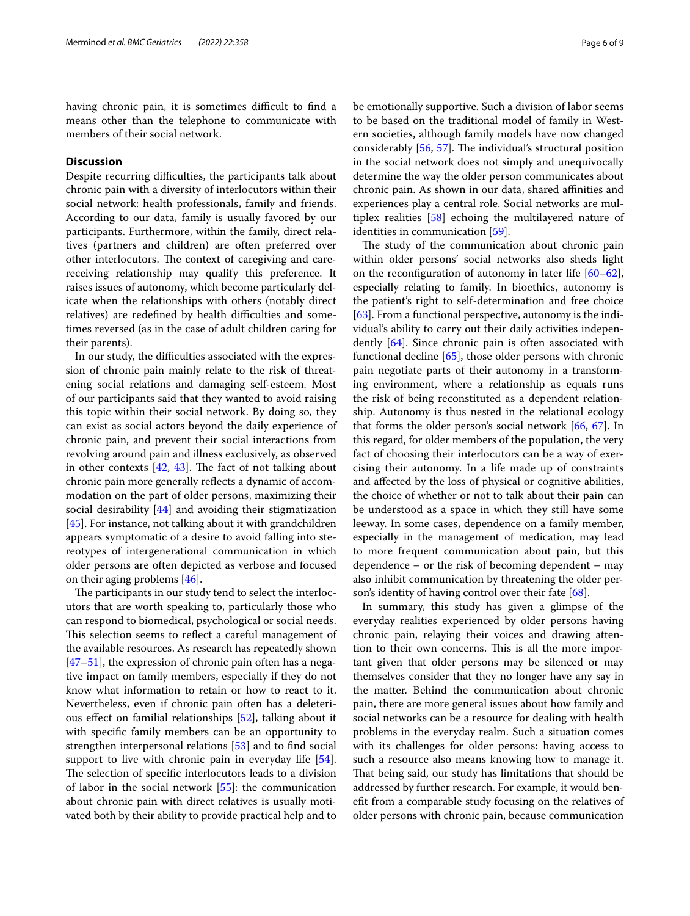having chronic pain, it is sometimes difficult to find a means other than the telephone to communicate with members of their social network.

## Discussion

Despite recurring difficulties, the participants talk about chronic pain with a diversity of interlocutors within their social network: health professionals, family and friends. According to our data, family is usually favored by our participants. Furthermore, within the family, direct relatives (partners and children) are often preferred over other interlocutors. The context of caregiving and care-receiving relationship may qualify this preference. It raises issues of autonomy, which become particularly delicate when the relationships with others (notably direct relatives) are redefined by health difficulties and sometimes reversed (as in the case of adult children caring for their parents).

In our study, the difficulties associated with the expression of chronic pain mainly relate to the risk of threatening social relations and damaging self-esteem. Most of our participants said that they wanted to avoid raising this topic within their social network. By doing so, they can exist as social actors beyond the daily experience of chronic pain, and prevent their social interactions from revolving around pain and illness exclusively, as observed in other contexts [42, 43]. The fact of not talking about chronic pain more generally reflects a dynamic of accommodation on the part of older persons, maximizing their social desirability [44] and avoiding their stigmatization [45]. For instance, not talking about it with grandchildren appears symptomatic of a desire to avoid falling into stereotypes of intergenerational communication in which older persons are often depicted as verbose and focused on their aging problems [46].

The participants in our study tend to select the interlocutors that are worth speaking to, particularly those who can respond to biomedical, psychological or social needs. This selection seems to reflect a careful management of the available resources. As research has repeatedly shown [47–51], the expression of chronic pain often has a negative impact on family members, especially if they do not know what information to retain or how to react to it. Nevertheless, even if chronic pain often has a deleterious effect on familial relationships [52], talking about it with specific family members can be an opportunity to strengthen interpersonal relations [53] and to find social support to live with chronic pain in everyday life [54]. The selection of specific interlocutors leads to a division of labor in the social network [55]: the communication about chronic pain with direct relatives is usually motivated both by their ability to provide practical help and to be emotionally supportive. Such a division of labor seems to be based on the traditional model of family in Western societies, although family models have now changed considerably [56, 57]. The individual's structural position in the social network does not simply and unequivocally determine the way the older person communicates about chronic pain. As shown in our data, shared affinities and experiences play a central role. Social networks are multiplex realities [58] echoing the multilayered nature of identities in communication [59].

The study of the communication about chronic pain within older persons' social networks also sheds light on the reconfiguration of autonomy in later life [60–62], especially relating to family. In bioethics, autonomy is the patient's right to self-determination and free choice [63]. From a functional perspective, autonomy is the individual's ability to carry out their daily activities independently [64]. Since chronic pain is often associated with functional decline [65], those older persons with chronic pain negotiate parts of their autonomy in a transforming environment, where a relationship as equals runs the risk of being reconstituted as a dependent relationship. Autonomy is thus nested in the relational ecology that forms the older person's social network [66, 67]. In this regard, for older members of the population, the very fact of choosing their interlocutors can be a way of exercising their autonomy. In a life made up of constraints and affected by the loss of physical or cognitive abilities, the choice of whether or not to talk about their pain can be understood as a space in which they still have some leeway. In some cases, dependence on a family member, especially in the management of medication, may lead to more frequent communication about pain, but this dependence – or the risk of becoming dependent – may also inhibit communication by threatening the older person's identity of having control over their fate [68].

In summary, this study has given a glimpse of the everyday realities experienced by older persons having chronic pain, relaying their voices and drawing attention to their own concerns. This is all the more important given that older persons may be silenced or may themselves consider that they no longer have any say in the matter. Behind the communication about chronic pain, there are more general issues about how family and social networks can be a resource for dealing with health problems in the everyday realm. Such a situation comes with its challenges for older persons: having access to such a resource also means knowing how to manage it. That being said, our study has limitations that should be addressed by further research. For example, it would benefit from a comparable study focusing on the relatives of older persons with chronic pain, because communication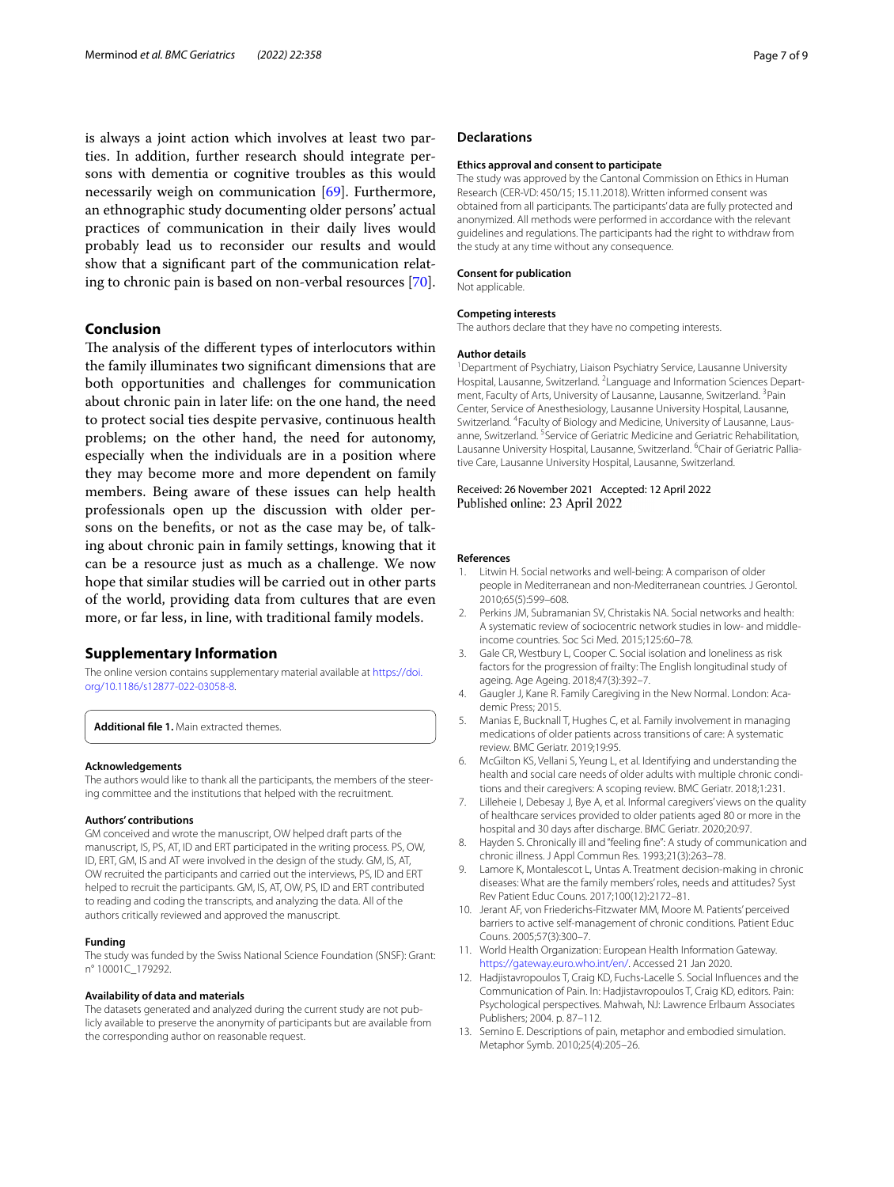is always a joint action which involves at least two parties. In addition, further research should integrate persons with dementia or cognitive troubles as this would necessarily weigh on communication [69]. Furthermore, an ethnographic study documenting older persons' actual practices of communication in their daily lives would probably lead us to reconsider our results and would show that a significant part of the communication relating to chronic pain is based on non-verbal resources [70].

## Conclusion

The analysis of the different types of interlocutors within the family illuminates two significant dimensions that are both opportunities and challenges for communication about chronic pain in later life: on the one hand, the need to protect social ties despite pervasive, continuous health problems; on the other hand, the need for autonomy, especially when the individuals are in a position where they may become more and more dependent on family members. Being aware of these issues can help health professionals open up the discussion with older persons on the benefits, or not as the case may be, of talking about chronic pain in family settings, knowing that it can be a resource just as much as a challenge. We now hope that similar studies will be carried out in other parts of the world, providing data from cultures that are even more, or far less, in line, with traditional family models.

## Supplementary Information

The online version contains supplementary material available at https://doi.org/10.1186/s12877-022-03058-8.

**Additional file 1.** Main extracted themes.

#### Acknowledgements

The authors would like to thank all the participants, the members of the steering committee and the institutions that helped with the recruitment.

#### Authors' contributions

GM conceived and wrote the manuscript, OW helped draft parts of the manuscript, IS, PS, AT, ID and ERT participated in the writing process. PS, OW, ID, ERT, GM, IS and AT were involved in the design of the study. GM, IS, AT, OW recruited the participants and carried out the interviews, PS, ID and ERT helped to recruit the participants. GM, IS, AT, OW, PS, ID and ERT contributed to reading and coding the transcripts, and analyzing the data. All of the authors critically reviewed and approved the manuscript.

#### Funding

The study was funded by the Swiss National Science Foundation (SNSF): Grant: n° 10001C_179292.

#### Availability of data and materials

The datasets generated and analyzed during the current study are not publicly available to preserve the anonymity of participants but are available from the corresponding author on reasonable request.

## Declarations

#### Ethics approval and consent to participate

The study was approved by the Cantonal Commission on Ethics in Human Research (CER-VD: 450/15; 15.11.2018). Written informed consent was obtained from all participants. The participants' data are fully protected and anonymized. All methods were performed in accordance with the relevant guidelines and regulations. The participants had the right to withdraw from the study at any time without any consequence.

#### Consent for publication

Not applicable.

#### Competing interests

The authors declare that they have no competing interests.

#### Author details

[1]Department of Psychiatry, Liaison Psychiatry Service, Lausanne University Hospital, Lausanne, Switzerland. [2]Language and Information Sciences Department, Faculty of Arts, University of Lausanne, Lausanne, Switzerland. [3]Pain Center, Service of Anesthesiology, Lausanne University Hospital, Lausanne, Switzerland. [4]Faculty of Biology and Medicine, University of Lausanne, Lausanne, Switzerland. [5]Service of Geriatric Medicine and Geriatric Rehabilitation, Lausanne University Hospital, Lausanne, Switzerland. [6]Chair of Geriatric Palliative Care, Lausanne University Hospital, Lausanne, Switzerland.

Received: 26 November 2021 Accepted: 12 April 2022
Published online: 23 April 2022

#### References

1. Litwin H. Social networks and well-being: A comparison of older people in Mediterranean and non-Mediterranean countries. J Gerontol. 2010;65(5):599–608.
2. Perkins JM, Subramanian SV, Christakis NA. Social networks and health: A systematic review of sociocentric network studies in low- and middle-income countries. Soc Sci Med. 2015;125:60–78.
3. Gale CR, Westbury L, Cooper C. Social isolation and loneliness as risk factors for the progression of frailty: The English longitudinal study of ageing. Age Ageing. 2018;47(3):392–7.
4. Gaugler J, Kane R. Family Caregiving in the New Normal. London: Academic Press; 2015.
5. Manias E, Bucknall T, Hughes C, et al. Family involvement in managing medications of older patients across transitions of care: A systematic review. BMC Geriatr. 2019;19:95.
6. McGilton KS, Vellani S, Yeung L, et al. Identifying and understanding the health and social care needs of older adults with multiple chronic conditions and their caregivers: A scoping review. BMC Geriatr. 2018;1:231.
7. Lilleheie I, Debesay J, Bye A, et al. Informal caregivers' views on the quality of healthcare services provided to older patients aged 80 or more in the hospital and 30 days after discharge. BMC Geriatr. 2020;20:97.
8. Hayden S. Chronically ill and "feeling fine": A study of communication and chronic illness. J Appl Commun Res. 1993;21(3):263–78.
9. Lamore K, Montalescot L, Untas A. Treatment decision-making in chronic diseases: What are the family members' roles, needs and attitudes? Syst Rev Patient Educ Couns. 2017;100(12):2172–81.
10. Jerant AF, von Friederichs-Fitzwater MM, Moore M. Patients' perceived barriers to active self-management of chronic conditions. Patient Educ Couns. 2005;57(3):300–7.
11. World Health Organization: European Health Information Gateway. https://gateway.euro.who.int/en/. Accessed 21 Jan 2020.
12. Hadjistavropoulos T, Craig KD, Fuchs-Lacelle S. Social Influences and the Communication of Pain. In: Hadjistavropoulos T, Craig KD, editors. Pain: Psychological perspectives. Mahwah, NJ: Lawrence Erlbaum Associates Publishers; 2004. p. 87–112.
13. Semino E. Descriptions of pain, metaphor and embodied simulation. Metaphor Symb. 2010;25(4):205–26.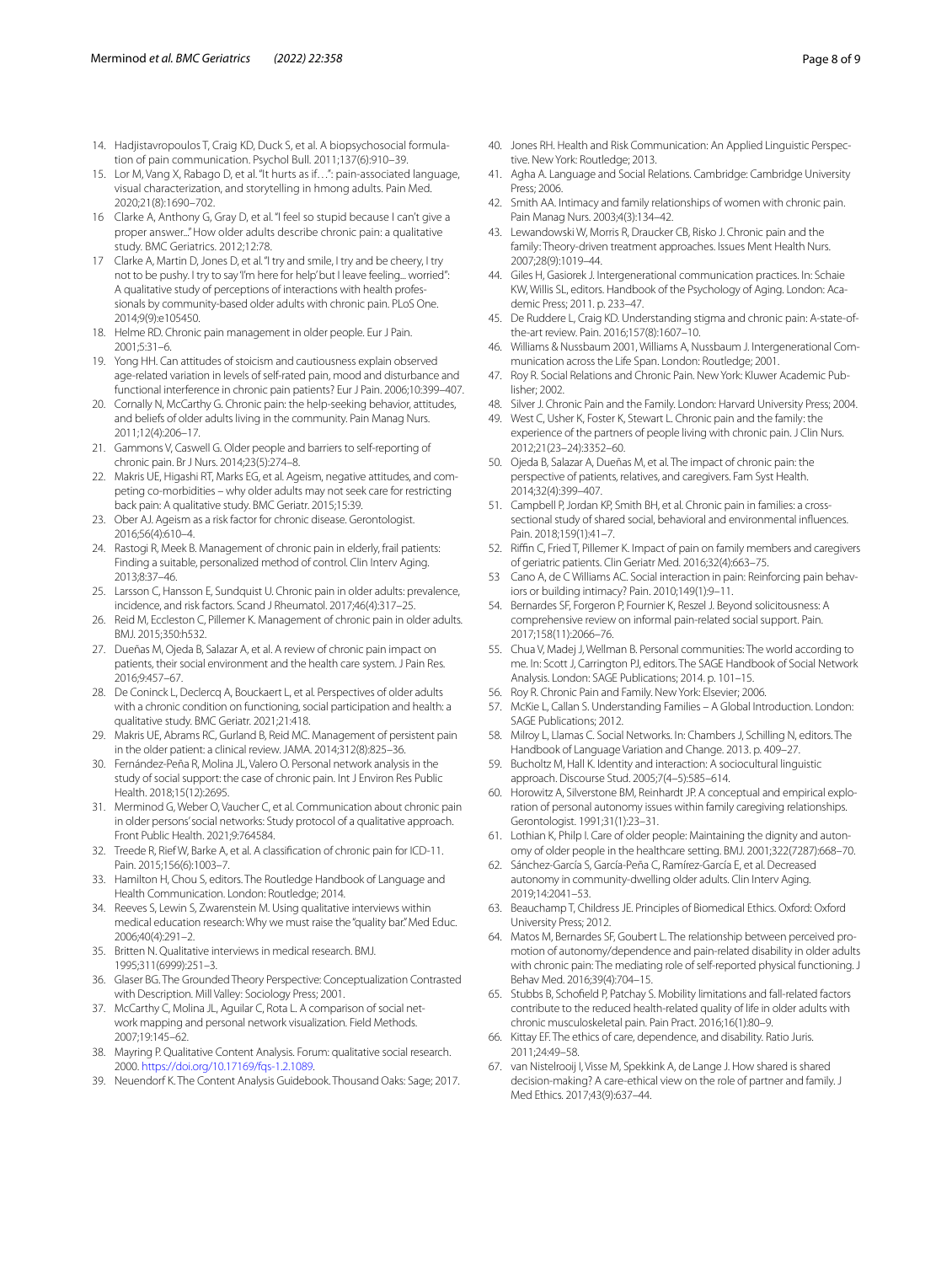14. Hadjistavropoulos T, Craig KD, Duck S, et al. A biopsychosocial formulation of pain communication. Psychol Bull. 2011;137(6):910–39.
15. Lor M, Vang X, Rabago D, et al. "It hurts as if…": pain-associated language, visual characterization, and storytelling in hmong adults. Pain Med. 2020;21(8):1690–702.
16 Clarke A, Anthony G, Gray D, et al. "I feel so stupid because I can't give a proper answer..." How older adults describe chronic pain: a qualitative study. BMC Geriatrics. 2012;12:78.
17 Clarke A, Martin D, Jones D, et al. "I try and smile, I try and be cheery, I try not to be pushy. I try to say 'I'm here for help' but I leave feeling... worried": A qualitative study of perceptions of interactions with health professionals by community-based older adults with chronic pain. PLoS One. 2014;9(9):e105450.
18. Helme RD. Chronic pain management in older people. Eur J Pain. 2001;5:31–6.
19. Yong HH. Can attitudes of stoicism and cautiousness explain observed age-related variation in levels of self-rated pain, mood and disturbance and functional interference in chronic pain patients? Eur J Pain. 2006;10:399–407.
20. Cornally N, McCarthy G. Chronic pain: the help-seeking behavior, attitudes, and beliefs of older adults living in the community. Pain Manag Nurs. 2011;12(4):206–17.
21. Gammons V, Caswell G. Older people and barriers to self-reporting of chronic pain. Br J Nurs. 2014;23(5):274–8.
22. Makris UE, Higashi RT, Marks EG, et al. Ageism, negative attitudes, and competing co-morbidities – why older adults may not seek care for restricting back pain: A qualitative study. BMC Geriatr. 2015;15:39.
23. Ober AJ. Ageism as a risk factor for chronic disease. Gerontologist. 2016;56(4):610–4.
24. Rastogi R, Meek B. Management of chronic pain in elderly, frail patients: Finding a suitable, personalized method of control. Clin Interv Aging. 2013;8:37–46.
25. Larsson C, Hansson E, Sundquist U. Chronic pain in older adults: prevalence, incidence, and risk factors. Scand J Rheumatol. 2017;46(4):317–25.
26. Reid M, Eccleston C, Pillemer K. Management of chronic pain in older adults. BMJ. 2015;350:h532.
27. Dueñas M, Ojeda B, Salazar A, et al. A review of chronic pain impact on patients, their social environment and the health care system. J Pain Res. 2016;9:457–67.
28. De Coninck L, Declercq A, Bouckaert L, et al. Perspectives of older adults with a chronic condition on functioning, social participation and health: a qualitative study. BMC Geriatr. 2021;21:418.
29. Makris UE, Abrams RC, Gurland B, Reid MC. Management of persistent pain in the older patient: a clinical review. JAMA. 2014;312(8):825–36.
30. Fernández-Peña R, Molina JL, Valero O. Personal network analysis in the study of social support: the case of chronic pain. Int J Environ Res Public Health. 2018;15(12):2695.
31. Merminod G, Weber O, Vaucher C, et al. Communication about chronic pain in older persons' social networks: Study protocol of a qualitative approach. Front Public Health. 2021;9:764584.
32. Treede R, Rief W, Barke A, et al. A classification of chronic pain for ICD-11. Pain. 2015;156(6):1003–7.
33. Hamilton H, Chou S, editors. The Routledge Handbook of Language and Health Communication. London: Routledge; 2014.
34. Reeves S, Lewin S, Zwarenstein M. Using qualitative interviews within medical education research: Why we must raise the "quality bar." Med Educ. 2006;40(4):291–2.
35. Britten N. Qualitative interviews in medical research. BMJ. 1995;311(6999):251–3.
36. Glaser BG. The Grounded Theory Perspective: Conceptualization Contrasted with Description. Mill Valley: Sociology Press; 2001.
37. McCarthy C, Molina JL, Aguilar C, Rota L. A comparison of social network mapping and personal network visualization. Field Methods. 2007;19:145–62.
38. Mayring P. Qualitative Content Analysis. Forum: qualitative social research. 2000. https://doi.org/10.17169/fqs-1.2.1089.
39. Neuendorf K. The Content Analysis Guidebook. Thousand Oaks: Sage; 2017.
40. Jones RH. Health and Risk Communication: An Applied Linguistic Perspective. New York: Routledge; 2013.
41. Agha A. Language and Social Relations. Cambridge: Cambridge University Press; 2006.
42. Smith AA. Intimacy and family relationships of women with chronic pain. Pain Manag Nurs. 2003;4(3):134–42.
43. Lewandowski W, Morris R, Draucker CB, Risko J. Chronic pain and the family: Theory-driven treatment approaches. Issues Ment Health Nurs. 2007;28(9):1019–44.
44. Giles H, Gasiorek J. Intergenerational communication practices. In: Schaie KW, Willis SL, editors. Handbook of the Psychology of Aging. London: Academic Press; 2011. p. 233–47.
45. De Ruddere L, Craig KD. Understanding stigma and chronic pain: A-state-of-the-art review. Pain. 2016;157(8):1607–10.
46. Williams & Nussbaum 2001, Williams A, Nussbaum J. Intergenerational Communication across the Life Span. London: Routledge; 2001.
47. Roy R. Social Relations and Chronic Pain. New York: Kluwer Academic Publisher; 2002.
48. Silver J. Chronic Pain and the Family. London: Harvard University Press; 2004.
49. West C, Usher K, Foster K, Stewart L. Chronic pain and the family: the experience of the partners of people living with chronic pain. J Clin Nurs. 2012;21(23–24):3352–60.
50. Ojeda B, Salazar A, Dueñas M, et al. The impact of chronic pain: the perspective of patients, relatives, and caregivers. Fam Syst Health. 2014;32(4):399–407.
51. Campbell P, Jordan KP, Smith BH, et al. Chronic pain in families: a cross-sectional study of shared social, behavioral and environmental influences. Pain. 2018;159(1):41–7.
52. Riffin C, Fried T, Pillemer K. Impact of pain on family members and caregivers of geriatric patients. Clin Geriatr Med. 2016;32(4):663–75.
53 Cano A, de C Williams AC. Social interaction in pain: Reinforcing pain behaviors or building intimacy? Pain. 2010;149(1):9–11.
54. Bernardes SF, Forgeron P, Fournier K, Reszel J. Beyond solicitousness: A comprehensive review on informal pain-related social support. Pain. 2017;158(11):2066–76.
55. Chua V, Madej J, Wellman B. Personal communities: The world according to me. In: Scott J, Carrington PJ, editors. The SAGE Handbook of Social Network Analysis. London: SAGE Publications; 2014. p. 101–15.
56. Roy R. Chronic Pain and Family. New York: Elsevier; 2006.
57. McKie L, Callan S. Understanding Families – A Global Introduction. London: SAGE Publications; 2012.
58. Milroy L, Llamas C. Social Networks. In: Chambers J, Schilling N, editors. The Handbook of Language Variation and Change. 2013. p. 409–27.
59. Bucholtz M, Hall K. Identity and interaction: A sociocultural linguistic approach. Discourse Stud. 2005;7(4–5):585–614.
60. Horowitz A, Silverstone BM, Reinhardt JP. A conceptual and empirical exploration of personal autonomy issues within family caregiving relationships. Gerontologist. 1991;31(1):23–31.
61. Lothian K, Philp I. Care of older people: Maintaining the dignity and autonomy of older people in the healthcare setting. BMJ. 2001;322(7287):668–70.
62. Sánchez-García S, García-Peña C, Ramírez-García E, et al. Decreased autonomy in community-dwelling older adults. Clin Interv Aging. 2019;14:2041–53.
63. Beauchamp T, Childress JE. Principles of Biomedical Ethics. Oxford: Oxford University Press; 2012.
64. Matos M, Bernardes SF, Goubert L. The relationship between perceived promotion of autonomy/dependence and pain-related disability in older adults with chronic pain: The mediating role of self-reported physical functioning. J Behav Med. 2016;39(4):704–15.
65. Stubbs B, Schofield P, Patchay S. Mobility limitations and fall-related factors contribute to the reduced health-related quality of life in older adults with chronic musculoskeletal pain. Pain Pract. 2016;16(1):80–9.
66. Kittay EF. The ethics of care, dependence, and disability. Ratio Juris. 2011;24:49–58.
67. van Nistelrooij I, Visse M, Spekkink A, de Lange J. How shared is shared decision-making? A care-ethical view on the role of partner and family. J Med Ethics. 2017;43(9):637–44.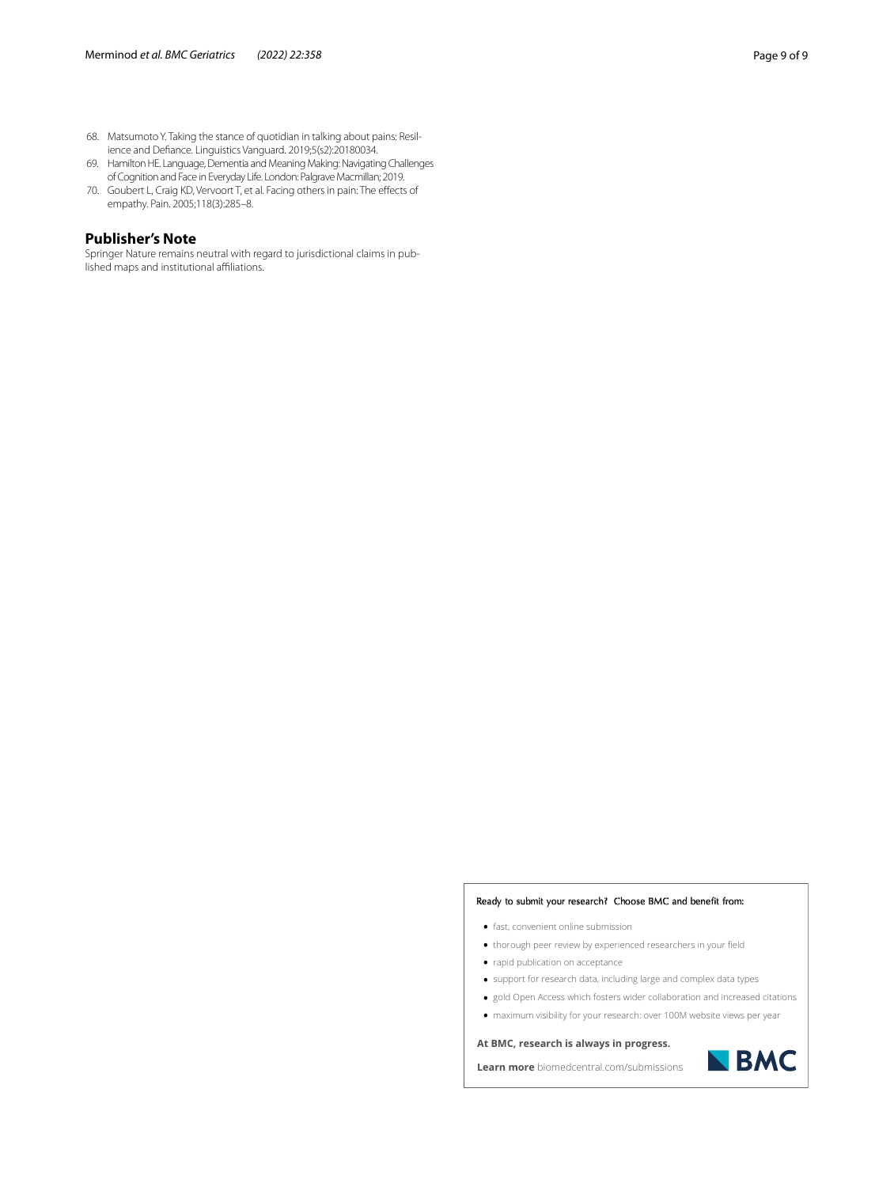68. Matsumoto Y. Taking the stance of quotidian in talking about pains: Resilience and Defiance. Linguistics Vanguard. 2019;5(s2):20180034.
69. Hamilton HE. Language, Dementia and Meaning Making: Navigating Challenges of Cognition and Face in Everyday Life. London: Palgrave Macmillan; 2019.
70. Goubert L, Craig KD, Vervoort T, et al. Facing others in pain: The effects of empathy. Pain. 2005;118(3):285–8.

## Publisher's Note

Springer Nature remains neutral with regard to jurisdictional claims in published maps and institutional affiliations.

Ready to submit your research? Choose BMC and benefit from:

- fast, convenient online submission
- thorough peer review by experienced researchers in your field
- rapid publication on acceptance
- support for research data, including large and complex data types
- gold Open Access which fosters wider collaboration and increased citations
- maximum visibility for your research: over 100M website views per year

**At BMC, research is always in progress.**

**Learn more** biomedcentral.com/submissions

BMC